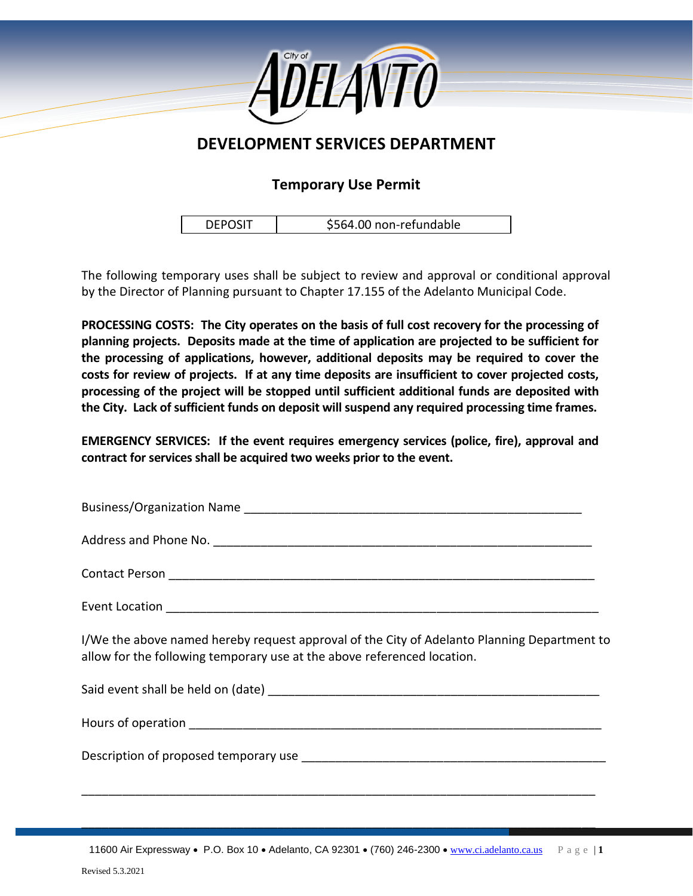City of ADELANTO

# DEVELOPMENT SERVICES DEPARTMENT

## Temporary Use Permit

| DEPOSIT | $564.00 non-refundable |
|---|---|

The following temporary uses shall be subject to review and approval or conditional approval by the Director of Planning pursuant to Chapter 17.155 of the Adelanto Municipal Code.

**PROCESSING COSTS: The City operates on the basis of full cost recovery for the processing of planning projects. Deposits made at the time of application are projected to be sufficient for the processing of applications, however, additional deposits may be required to cover the costs for review of projects. If at any time deposits are insufficient to cover projected costs, processing of the project will be stopped until sufficient additional funds are deposited with the City. Lack of sufficient funds on deposit will suspend any required processing time frames.**

**EMERGENCY SERVICES: If the event requires emergency services (police, fire), approval and contract for services shall be acquired two weeks prior to the event.**

Business/Organization Name ____________________________________________________

Address and Phone No. __________________________________________________________

Contact Person _________________________________________________________________

Event Location _________________________________________________________________

I/We the above named hereby request approval of the City of Adelanto Planning Department to allow for the following temporary use at the above referenced location.

Said event shall be held on (date) _________________________________________________

Hours of operation ______________________________________________________________

Description of proposed temporary use ____________________________________________

______________________________________________________________________________

______________________________________________________________________________

11600 Air Expressway • P.O. Box 10 • Adelanto, CA 92301 • (760) 246-2300 • www.ci.adelanto.ca.us

Revised 5.3.2021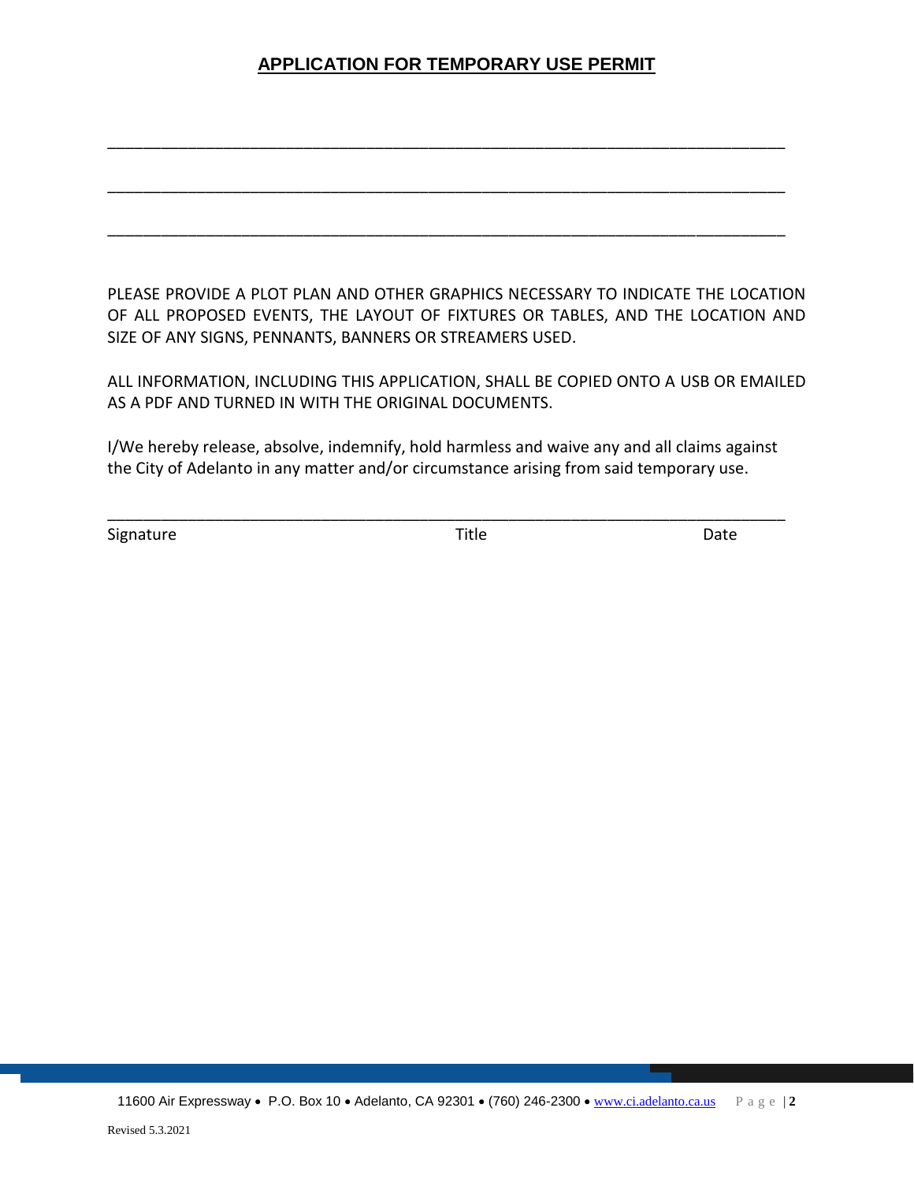**APPLICATION FOR TEMPORARY USE PERMIT**

_______________________________________________________________________________

_______________________________________________________________________________

_______________________________________________________________________________

PLEASE PROVIDE A PLOT PLAN AND OTHER GRAPHICS NECESSARY TO INDICATE THE LOCATION OF ALL PROPOSED EVENTS, THE LAYOUT OF FIXTURES OR TABLES, AND THE LOCATION AND SIZE OF ANY SIGNS, PENNANTS, BANNERS OR STREAMERS USED.

ALL INFORMATION, INCLUDING THIS APPLICATION, SHALL BE COPIED ONTO A USB OR EMAILED AS A PDF AND TURNED IN WITH THE ORIGINAL DOCUMENTS.

I/We hereby release, absolve, indemnify, hold harmless and waive any and all claims against the City of Adelanto in any matter and/or circumstance arising from said temporary use.

_______________________________________________________________________________

Signature                                        Title                                        Date

Revised 5.3.2021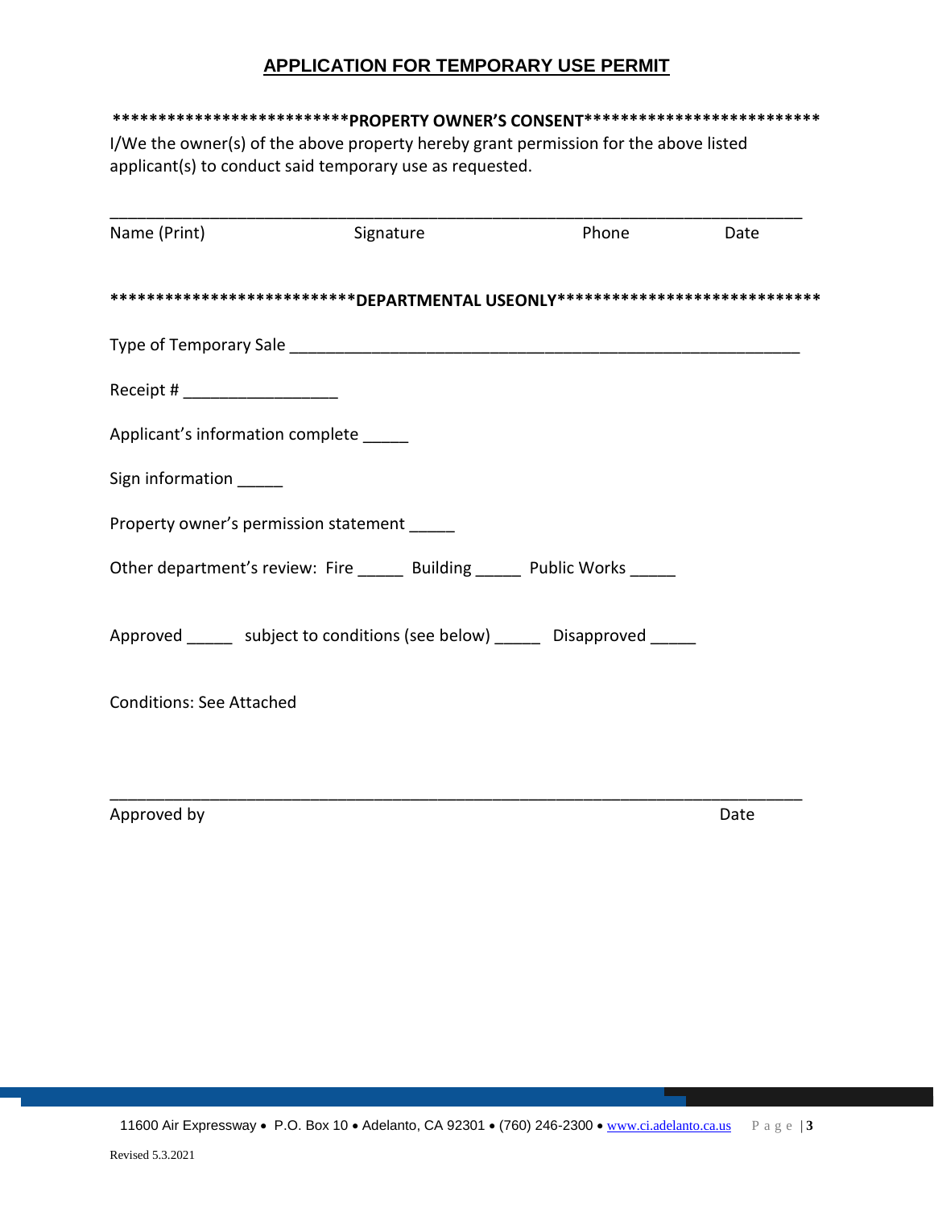## APPLICATION FOR TEMPORARY USE PERMIT

**************************PROPERTY OWNER'S CONSENT**************************

I/We the owner(s) of the above property hereby grant permission for the above listed applicant(s) to conduct said temporary use as requested.

_______________________________________________________________________________

Name (Print)  Signature  Phone  Date

**************************DEPARTMENTAL USEONLY*****************************

Type of Temporary Sale ____________________________________________________________

Receipt # _________________

Applicant's information complete _____

Sign information _____

Property owner's permission statement _____

Other department's review: Fire _____ Building _____ Public Works _____

Approved _____ subject to conditions (see below) _____ Disapproved _____

Conditions: See Attached

_______________________________________________________________________________

Approved by  Date

11600 Air Expressway • P.O. Box 10 • Adelanto, CA 92301 • (760) 246-2300 • www.ci.adelanto.ca.us

Revised 5.3.2021